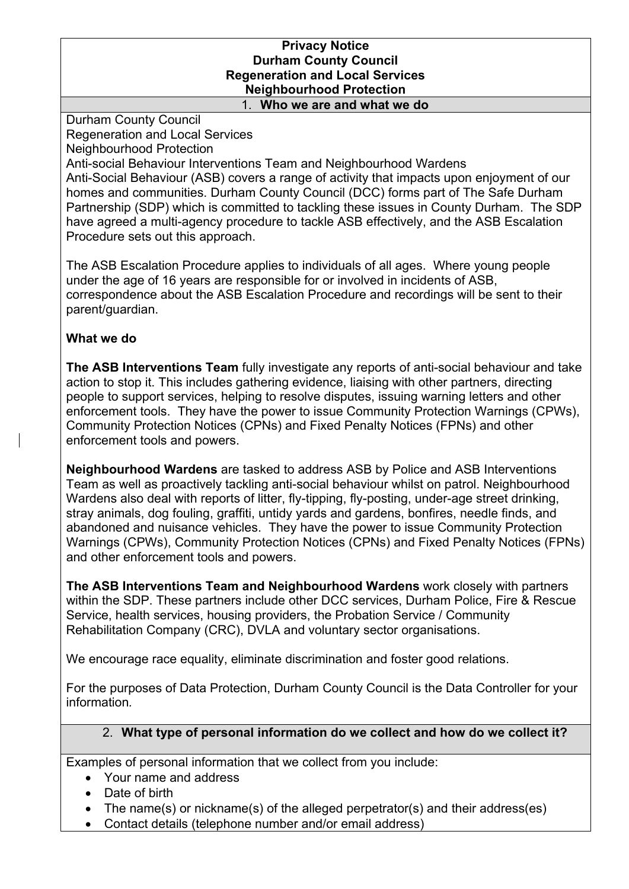# Privacy Notice
# Durham County Council
# Regeneration and Local Services
# Neighbourhood Protection

## 1. Who we are and what we do

Durham County Council
Regeneration and Local Services
Neighbourhood Protection
Anti-social Behaviour Interventions Team and Neighbourhood Wardens
Anti-Social Behaviour (ASB) covers a range of activity that impacts upon enjoyment of our homes and communities. Durham County Council (DCC) forms part of The Safe Durham Partnership (SDP) which is committed to tackling these issues in County Durham. The SDP have agreed a multi-agency procedure to tackle ASB effectively, and the ASB Escalation Procedure sets out this approach.

The ASB Escalation Procedure applies to individuals of all ages. Where young people under the age of 16 years are responsible for or involved in incidents of ASB, correspondence about the ASB Escalation Procedure and recordings will be sent to their parent/guardian.

**What we do**

**The ASB Interventions Team** fully investigate any reports of anti-social behaviour and take action to stop it. This includes gathering evidence, liaising with other partners, directing people to support services, helping to resolve disputes, issuing warning letters and other enforcement tools. They have the power to issue Community Protection Warnings (CPWs), Community Protection Notices (CPNs) and Fixed Penalty Notices (FPNs) and other enforcement tools and powers.

**Neighbourhood Wardens** are tasked to address ASB by Police and ASB Interventions Team as well as proactively tackling anti-social behaviour whilst on patrol. Neighbourhood Wardens also deal with reports of litter, fly-tipping, fly-posting, under-age street drinking, stray animals, dog fouling, graffiti, untidy yards and gardens, bonfires, needle finds, and abandoned and nuisance vehicles. They have the power to issue Community Protection Warnings (CPWs), Community Protection Notices (CPNs) and Fixed Penalty Notices (FPNs) and other enforcement tools and powers.

**The ASB Interventions Team and Neighbourhood Wardens** work closely with partners within the SDP. These partners include other DCC services, Durham Police, Fire & Rescue Service, health services, housing providers, the Probation Service / Community Rehabilitation Company (CRC), DVLA and voluntary sector organisations.

We encourage race equality, eliminate discrimination and foster good relations.

For the purposes of Data Protection, Durham County Council is the Data Controller for your information.

## 2. What type of personal information do we collect and how do we collect it?

Examples of personal information that we collect from you include:

- Your name and address
- Date of birth
- The name(s) or nickname(s) of the alleged perpetrator(s) and their address(es)
- Contact details (telephone number and/or email address)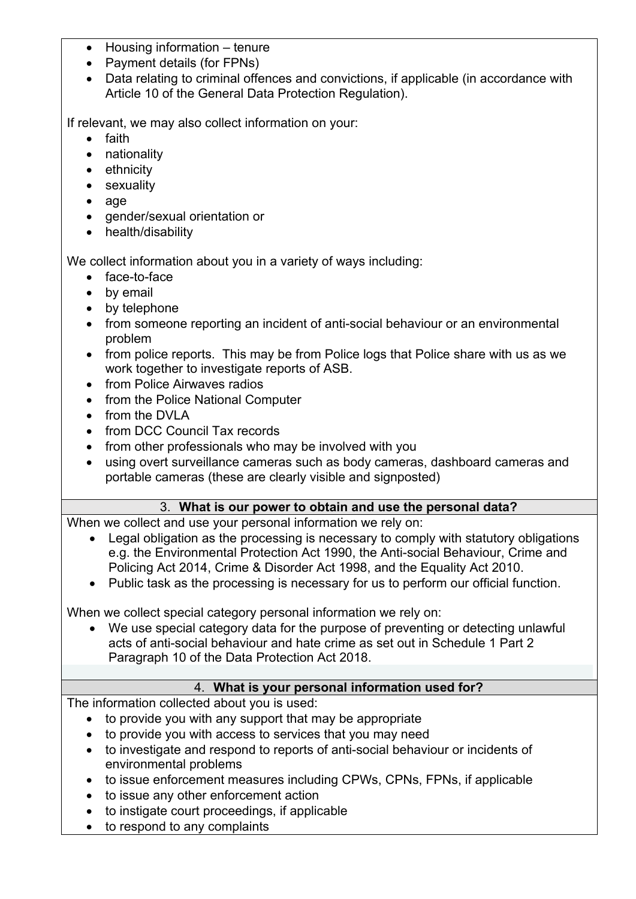- Housing information – tenure
- Payment details (for FPNs)
- Data relating to criminal offences and convictions, if applicable (in accordance with Article 10 of the General Data Protection Regulation).

If relevant, we may also collect information on your:

- faith
- nationality
- ethnicity
- sexuality
- age
- gender/sexual orientation or
- health/disability

We collect information about you in a variety of ways including:

- face-to-face
- by email
- by telephone
- from someone reporting an incident of anti-social behaviour or an environmental problem
- from police reports. This may be from Police logs that Police share with us as we work together to investigate reports of ASB.
- from Police Airwaves radios
- from the Police National Computer
- from the DVLA
- from DCC Council Tax records
- from other professionals who may be involved with you
- using overt surveillance cameras such as body cameras, dashboard cameras and portable cameras (these are clearly visible and signposted)

## 3. What is our power to obtain and use the personal data?

When we collect and use your personal information we rely on:

- Legal obligation as the processing is necessary to comply with statutory obligations e.g. the Environmental Protection Act 1990, the Anti-social Behaviour, Crime and Policing Act 2014, Crime & Disorder Act 1998, and the Equality Act 2010.
- Public task as the processing is necessary for us to perform our official function.

When we collect special category personal information we rely on:

- We use special category data for the purpose of preventing or detecting unlawful acts of anti-social behaviour and hate crime as set out in Schedule 1 Part 2 Paragraph 10 of the Data Protection Act 2018.

## 4. What is your personal information used for?

The information collected about you is used:

- to provide you with any support that may be appropriate
- to provide you with access to services that you may need
- to investigate and respond to reports of anti-social behaviour or incidents of environmental problems
- to issue enforcement measures including CPWs, CPNs, FPNs, if applicable
- to issue any other enforcement action
- to instigate court proceedings, if applicable
- to respond to any complaints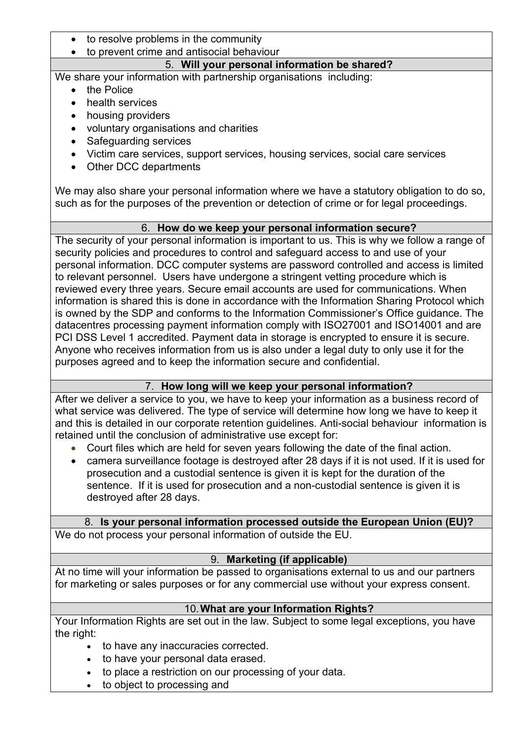- to resolve problems in the community
- to prevent crime and antisocial behaviour

## 5. Will your personal information be shared?

We share your information with partnership organisations including:

- the Police
- health services
- housing providers
- voluntary organisations and charities
- Safeguarding services
- Victim care services, support services, housing services, social care services
- Other DCC departments

We may also share your personal information where we have a statutory obligation to do so, such as for the purposes of the prevention or detection of crime or for legal proceedings.

## 6. How do we keep your personal information secure?

The security of your personal information is important to us. This is why we follow a range of security policies and procedures to control and safeguard access to and use of your personal information. DCC computer systems are password controlled and access is limited to relevant personnel. Users have undergone a stringent vetting procedure which is reviewed every three years. Secure email accounts are used for communications. When information is shared this is done in accordance with the Information Sharing Protocol which is owned by the SDP and conforms to the Information Commissioner's Office guidance. The datacentres processing payment information comply with ISO27001 and ISO14001 and are PCI DSS Level 1 accredited. Payment data in storage is encrypted to ensure it is secure. Anyone who receives information from us is also under a legal duty to only use it for the purposes agreed and to keep the information secure and confidential.

## 7. How long will we keep your personal information?

After we deliver a service to you, we have to keep your information as a business record of what service was delivered. The type of service will determine how long we have to keep it and this is detailed in our corporate retention guidelines. Anti-social behaviour information is retained until the conclusion of administrative use except for:

- Court files which are held for seven years following the date of the final action.
- camera surveillance footage is destroyed after 28 days if it is not used. If it is used for prosecution and a custodial sentence is given it is kept for the duration of the sentence. If it is used for prosecution and a non-custodial sentence is given it is destroyed after 28 days.

## 8. Is your personal information processed outside the European Union (EU)?

We do not process your personal information of outside the EU.

## 9. Marketing (if applicable)

At no time will your information be passed to organisations external to us and our partners for marketing or sales purposes or for any commercial use without your express consent.

## 10. What are your Information Rights?

Your Information Rights are set out in the law. Subject to some legal exceptions, you have the right:

- to have any inaccuracies corrected.
- to have your personal data erased.
- to place a restriction on our processing of your data.
- to object to processing and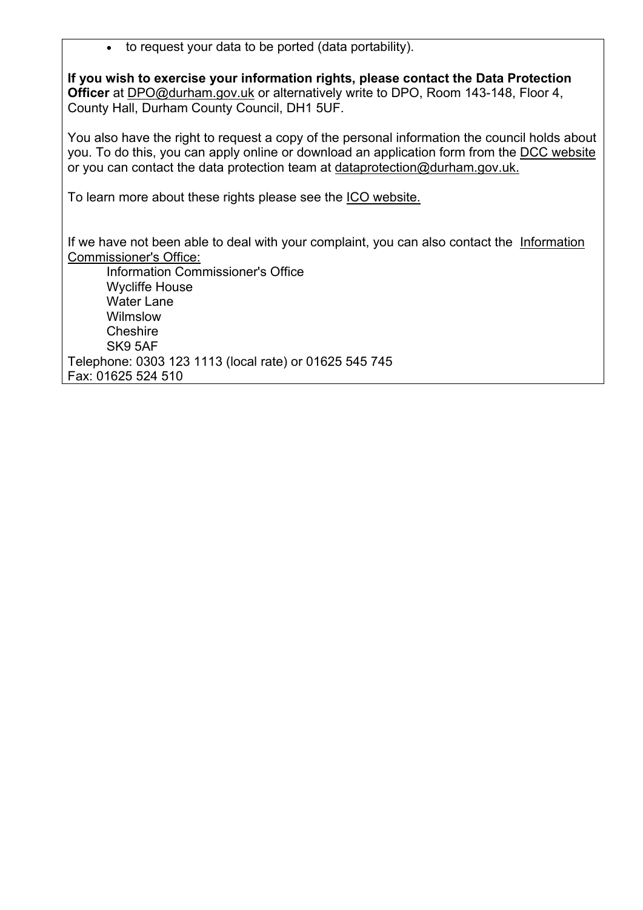- to request your data to be ported (data portability).

**If you wish to exercise your information rights, please contact the Data Protection Officer** at DPO@durham.gov.uk or alternatively write to DPO, Room 143-148, Floor 4, County Hall, Durham County Council, DH1 5UF.

You also have the right to request a copy of the personal information the council holds about you. To do this, you can apply online or download an application form from the DCC website or you can contact the data protection team at dataprotection@durham.gov.uk.

To learn more about these rights please see the ICO website.

If we have not been able to deal with your complaint, you can also contact the Information Commissioner's Office:

Information Commissioner's Office
Wycliffe House
Water Lane
Wilmslow
Cheshire
SK9 5AF

Telephone: 0303 123 1113 (local rate) or 01625 545 745
Fax: 01625 524 510